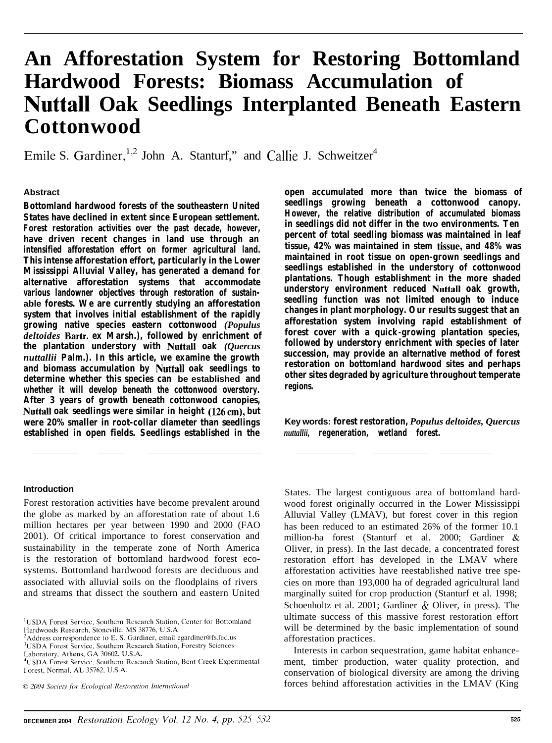# An Afforestation System for Restoring Bottomland Hardwood Forests: Biomass Accumulation of Nuttall Oak Seedlings Interplanted Beneath Eastern Cottonwood

Emile S. Gardiner,[1,2] John A. Stanturf,[3] and Callie J. Schweitzer[4]

### Abstract

**Bottomland hardwood forests of the southeastern United States have declined in extent since European settlement. Forest restoration activities over the past decade, however, have driven recent changes in land use through an intensified afforestation effort on former agricultural land. This intense afforestation effort, particularly in the Lower Mississippi Alluvial Valley, has generated a demand for alternative afforestation systems that accommodate various landowner objectives through restoration of sustainable forests. We are currently studying an afforestation system that involves initial establishment of the rapidly growing native species eastern cottonwood *(Populus deltoides* Bartr. ex Marsh.), followed by enrichment of the plantation understory with Nuttall oak *(Quercus nuttallii* Palm.). In this article, we examine the growth and biomass accumulation by Nuttall oak seedlings to determine whether this species can be established and whether it will develop beneath the cottonwood overstory. After 3 years of growth beneath cottonwood canopies, Nuttall oak seedlings were similar in height (126 cm), but were 20% smaller in root-collar diameter than seedlings established in open fields. Seedlings established in the open accumulated more than twice the biomass of seedlings growing beneath a cottonwood canopy. However, the relative distribution of accumulated biomass in seedlings did not differ in the two environments. Ten percent of total seedling biomass was maintained in leaf tissue, 42% was maintained in stem tissue, and 48% was maintained in root tissue on open-grown seedlings and seedlings established in the understory of cottonwood plantations. Though establishment in the more shaded understory environment reduced Nuttall oak growth, seedling function was not limited enough to induce changes in plant morphology. Our results suggest that an afforestation system involving rapid establishment of forest cover with a quick-growing plantation species, followed by understory enrichment with species of later succession, may provide an alternative method of forest restoration on bottomland hardwood sites and perhaps other sites degraded by agriculture throughout temperate regions.**

**Key words:** **forest restoration,** ***Populus deltoides, Quercus nuttallii,*** **regeneration, wetland forest.**

### Introduction

Forest restoration activities have become prevalent around the globe as marked by an afforestation rate of about 1.6 million hectares per year between 1990 and 2000 (FAO 2001). Of critical importance to forest conservation and sustainability in the temperate zone of North America is the restoration of bottomland hardwood forest ecosystems. Bottomland hardwood forests are deciduous and associated with alluvial soils on the floodplains of rivers and streams that dissect the southern and eastern United States. The largest contiguous area of bottomland hardwood forest originally occurred in the Lower Mississippi Alluvial Valley (LMAV), but forest cover in this region has been reduced to an estimated 26% of the former 10.1 million-ha forest (Stanturf et al. 2000; Gardiner & Oliver, in press). In the last decade, a concentrated forest restoration effort has developed in the LMAV where afforestation activities have reestablished native tree species on more than 193,000 ha of degraded agricultural land marginally suited for crop production (Stanturf et al. 1998; Schoenholtz et al. 2001; Gardiner & Oliver, in press). The ultimate success of this massive forest restoration effort will be determined by the basic implementation of sound afforestation practices.

Interests in carbon sequestration, game habitat enhancement, timber production, water quality protection, and conservation of biological diversity are among the driving forces behind afforestation activities in the LMAV (King

[1]USDA Forest Service, Southern Research Station, Center for Bottomland Hardwoods Research, Stoneville, MS 38776, U.S.A.
[2]Address correspondence to E. S. Gardiner, email egardiner@fs.fed.us
[3]USDA Forest Service, Southern Research Station, Forestry Sciences Laboratory, Athens, GA 30602, U.S.A.
[4]USDA Forest Service, Southern Research Station, Bent Creek Experimental Forest, Normal, AL 35762, U.S.A.

© 2004 Society for Ecological Restoration International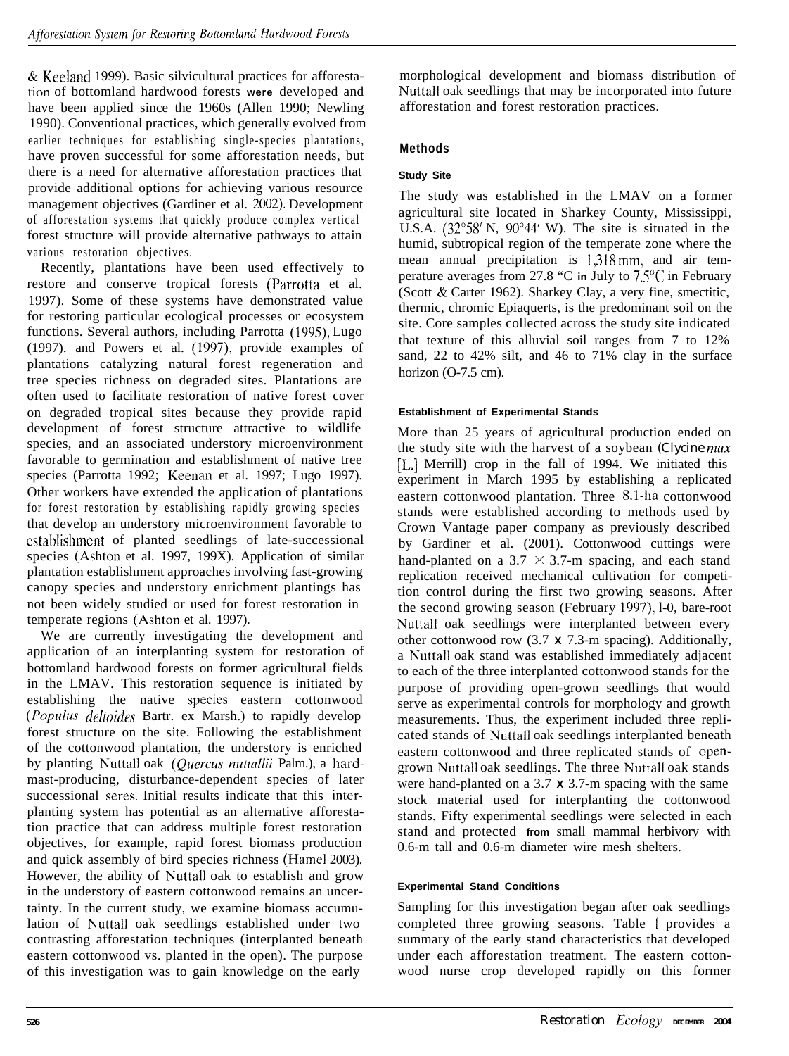& Keeland 1999). Basic silvicultural practices for afforestation of bottomland hardwood forests were developed and have been applied since the 1960s (Allen 1990; Newling 1990). Conventional practices, which generally evolved from earlier techniques for establishing single-species plantations, have proven successful for some afforestation needs, but there is a need for alternative afforestation practices that provide additional options for achieving various resource management objectives (Gardiner et al. 2002). Development of afforestation systems that quickly produce complex vertical forest structure will provide alternative pathways to attain various restoration objectives.

Recently, plantations have been used effectively to restore and conserve tropical forests (Parrotta et al. 1997). Some of these systems have demonstrated value for restoring particular ecological processes or ecosystem functions. Several authors, including Parrotta (1995), Lugo (1997). and Powers et al. (1997), provide examples of plantations catalyzing natural forest regeneration and tree species richness on degraded sites. Plantations are often used to facilitate restoration of native forest cover on degraded tropical sites because they provide rapid development of forest structure attractive to wildlife species, and an associated understory microenvironment favorable to germination and establishment of native tree species (Parrotta 1992; Keenan et al. 1997; Lugo 1997). Other workers have extended the application of plantations for forest restoration by establishing rapidly growing species that develop an understory microenvironment favorable to establishment of planted seedlings of late-successional species (Ashton et al. 1997, 199X). Application of similar plantation establishment approaches involving fast-growing canopy species and understory enrichment plantings has not been widely studied or used for forest restoration in temperate regions (Ashton et al. 1997).

We are currently investigating the development and application of an interplanting system for restoration of bottomland hardwood forests on former agricultural fields in the LMAV. This restoration sequence is initiated by establishing the native species eastern cottonwood (*Populus deltoides* Bartr. ex Marsh.) to rapidly develop forest structure on the site. Following the establishment of the cottonwood plantation, the understory is enriched by planting Nuttall oak (*Quercus nuttallii* Palm.), a hard-mast-producing, disturbance-dependent species of later successional seres. Initial results indicate that this interplanting system has potential as an alternative afforestation practice that can address multiple forest restoration objectives, for example, rapid forest biomass production and quick assembly of bird species richness (Hamel 2003). However, the ability of Nuttall oak to establish and grow in the understory of eastern cottonwood remains an uncertainty. In the current study, we examine biomass accumulation of Nuttall oak seedlings established under two contrasting afforestation techniques (interplanted beneath eastern cottonwood vs. planted in the open). The purpose of this investigation was to gain knowledge on the early morphological development and biomass distribution of Nuttall oak seedlings that may be incorporated into future afforestation and forest restoration practices.

## Methods

### Study Site

The study was established in the LMAV on a former agricultural site located in Sharkey County, Mississippi, U.S.A. (32°58′ N, 90°44′ W). The site is situated in the humid, subtropical region of the temperate zone where the mean annual precipitation is 1,318 mm, and air temperature averages from 27.8 "C in July to 7.5°C in February (Scott & Carter 1962). Sharkey Clay, a very fine, smectitic, thermic, chromic Epiaquerts, is the predominant soil on the site. Core samples collected across the study site indicated that texture of this alluvial soil ranges from 7 to 12% sand, 22 to 42% silt, and 46 to 71% clay in the surface horizon (O-7.5 cm).

### Establishment of Experimental Stands

More than 25 years of agricultural production ended on the study site with the harvest of a soybean (*Clycine max* [L.] Merrill) crop in the fall of 1994. We initiated this experiment in March 1995 by establishing a replicated eastern cottonwood plantation. Three 8.1-ha cottonwood stands were established according to methods used by Crown Vantage paper company as previously described by Gardiner et al. (2001). Cottonwood cuttings were hand-planted on a 3.7 × 3.7-m spacing, and each stand replication received mechanical cultivation for competition control during the first two growing seasons. After the second growing season (February 1997), l-0, bare-root Nuttall oak seedlings were interplanted between every other cottonwood row (3.7 x 7.3-m spacing). Additionally, a Nuttall oak stand was established immediately adjacent to each of the three interplanted cottonwood stands for the purpose of providing open-grown seedlings that would serve as experimental controls for morphology and growth measurements. Thus, the experiment included three replicated stands of Nuttall oak seedlings interplanted beneath eastern cottonwood and three replicated stands of open-grown Nuttall oak seedlings. The three Nuttall oak stands were hand-planted on a 3.7 x 3.7-m spacing with the same stock material used for interplanting the cottonwood stands. Fifty experimental seedlings were selected in each stand and protected from small mammal herbivory with 0.6-m tall and 0.6-m diameter wire mesh shelters.

### Experimental Stand Conditions

Sampling for this investigation began after oak seedlings completed three growing seasons. Table 1 provides a summary of the early stand characteristics that developed under each afforestation treatment. The eastern cottonwood nurse crop developed rapidly on this former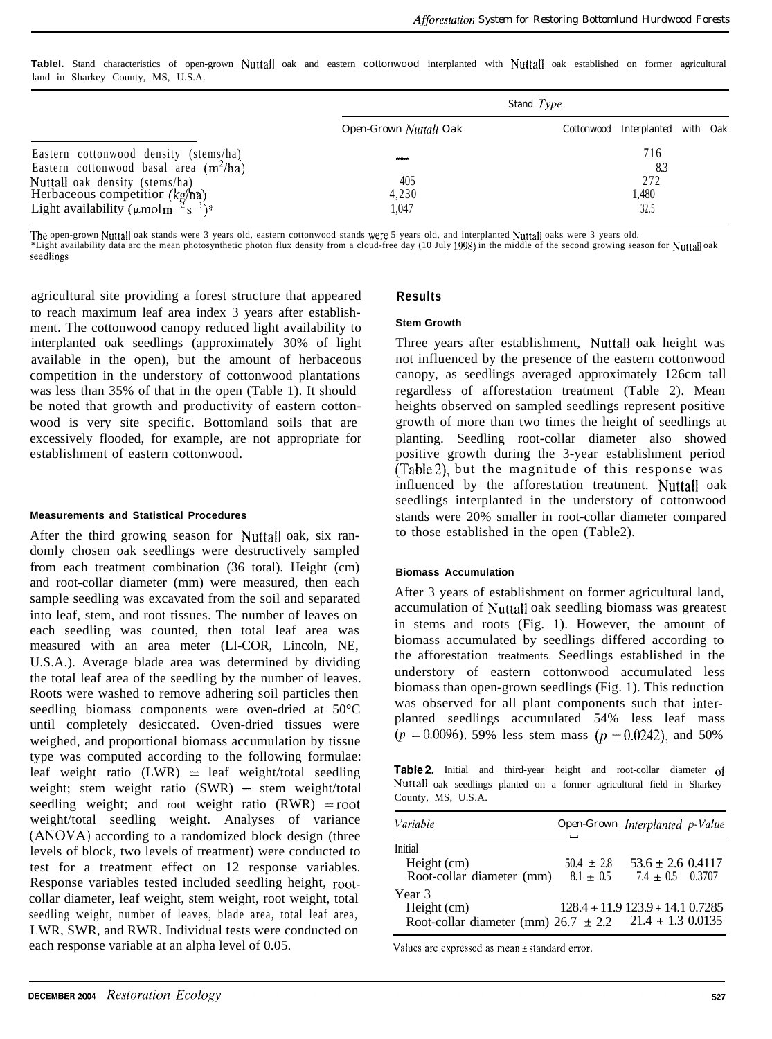**Table1.** Stand characteristics of open-grown Nuttall oak and eastern cottonwood interplanted with Nuttall oak established on former agricultural land in Sharkey County, MS, U.S.A.

| | Stand Type | |
|---|---|---|
| | Open-Grown Nuttall Oak | Cottonwood Interplanted with Oak |
| Eastern cottonwood density (stems/ha) | — | 716 |
| Eastern cottonwood basal area ($m^2$/ha) | | 8.3 |
| Nuttall oak density (stems/ha) | 405 | 272 |
| Herbaceous competition (kg/ha) | 4,230 | 1,480 |
| Light availability ($\mu mol\, m^{-2} s^{-1}$)* | 1,047 | 32.5 |

The open-grown Nuttall oak stands were 3 years old, eastern cottonwood stands were 5 years old, and interplanted Nuttall oaks were 3 years old.
*Light availability data arc the mean photosynthetic photon flux density from a cloud-free day (10 July 1998) in the middle of the second growing season for Nuttall oak seedlings

agricultural site providing a forest structure that appeared to reach maximum leaf area index 3 years after establishment. The cottonwood canopy reduced light availability to interplanted oak seedlings (approximately 30% of light available in the open), but the amount of herbaceous competition in the understory of cottonwood plantations was less than 35% of that in the open (Table 1). It should be noted that growth and productivity of eastern cottonwood is very site specific. Bottomland soils that are excessively flooded, for example, are not appropriate for establishment of eastern cottonwood.

#### Measurements and Statistical Procedures

After the third growing season for Nuttall oak, six randomly chosen oak seedlings were destructively sampled from each treatment combination (36 total). Height (cm) and root-collar diameter (mm) were measured, then each sample seedling was excavated from the soil and separated into leaf, stem, and root tissues. The number of leaves on each seedling was counted, then total leaf area was measured with an area meter (LI-COR, Lincoln, NE, U.S.A.). Average blade area was determined by dividing the total leaf area of the seedling by the number of leaves. Roots were washed to remove adhering soil particles then seedling biomass components were oven-dried at 50°C until completely desiccated. Oven-dried tissues were weighed, and proportional biomass accumulation by tissue type was computed according to the following formulae: leaf weight ratio (LWR) = leaf weight/total seedling weight; stem weight ratio (SWR) = stem weight/total seedling weight; and root weight ratio (RWR) = root weight/total seedling weight. Analyses of variance (ANOVA) according to a randomized block design (three levels of block, two levels of treatment) were conducted to test for a treatment effect on 12 response variables. Response variables tested included seedling height, root-collar diameter, leaf weight, stem weight, root weight, total seedling weight, number of leaves, blade area, total leaf area, LWR, SWR, and RWR. Individual tests were conducted on each response variable at an alpha level of 0.05.

## Results

#### Stem Growth

Three years after establishment, Nuttall oak height was not influenced by the presence of the eastern cottonwood canopy, as seedlings averaged approximately 126cm tall regardless of afforestation treatment (Table 2). Mean heights observed on sampled seedlings represent positive growth of more than two times the height of seedlings at planting. Seedling root-collar diameter also showed positive growth during the 3-year establishment period (Table 2), but the magnitude of this response was influenced by the afforestation treatment. Nuttall oak seedlings interplanted in the understory of cottonwood stands were 20% smaller in root-collar diameter compared to those established in the open (Table2).

#### Biomass Accumulation

After 3 years of establishment on former agricultural land, accumulation of Nuttall oak seedling biomass was greatest in stems and roots (Fig. 1). However, the amount of biomass accumulated by seedlings differed according to the afforestation treatments. Seedlings established in the understory of eastern cottonwood accumulated less biomass than open-grown seedlings (Fig. 1). This reduction was observed for all plant components such that interplanted seedlings accumulated 54% less leaf mass ($p = 0.0096$), 59% less stem mass ($p = 0.0242$), and 50%

**Table 2.** Initial and third-year height and root-collar diameter of Nuttall oak seedlings planted on a former agricultural field in Sharkey County, MS, U.S.A.

| Variable | Open-Grown | Interplanted | p-Value |
|---|---|---|---|
| Initial | | | |
| Height (cm) | 50.4 ± 2.8 | 53.6 ± 2.6 | 0.4117 |
| Root-collar diameter (mm) | 8.1 ± 0.5 | 7.4 ± 0.5 | 0.3707 |
| Year 3 | | | |
| Height (cm) | 128.4 ± 11.9 | 123.9 ± 14.1 | 0.7285 |
| Root-collar diameter (mm) | 26.7 ± 2.2 | 21.4 ± 1.3 | 0.0135 |

Values are expressed as mean ± standard error.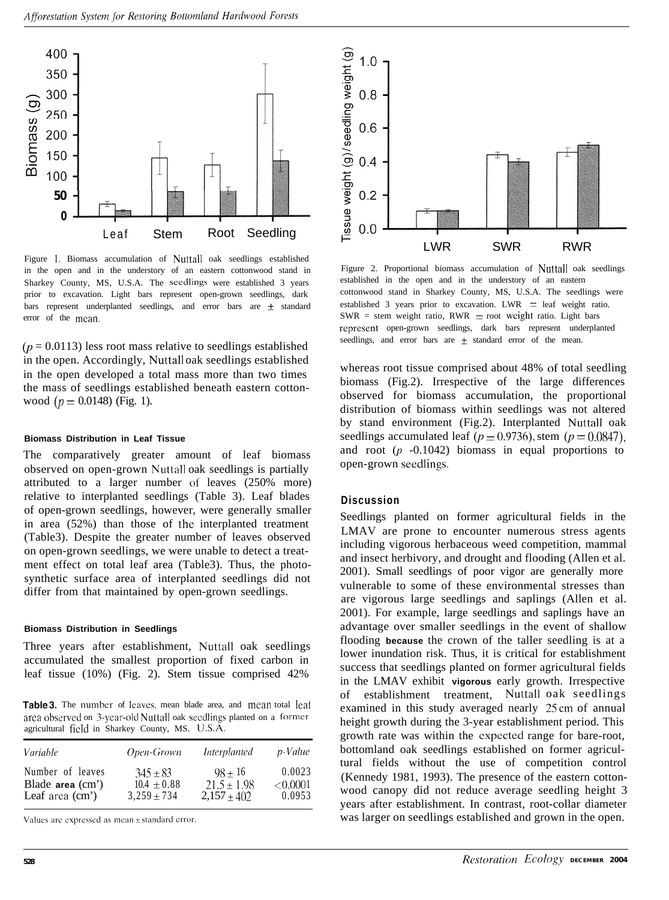Figure 1. Biomass accumulation of Nuttall oak seedlings established in the open and in the understory of an eastern cottonwood stand in Sharkey County, MS, U.S.A. The seedlings were established 3 years prior to excavation. Light bars represent open-grown seedlings, dark bars represent underplanted seedlings, and error bars are ± standard error of the mean.

($p = 0.0113$) less root mass relative to seedlings established in the open. Accordingly, Nuttall oak seedlings established in the open developed a total mass more than two times the mass of seedlings established beneath eastern cottonwood ($p = 0.0148$) (Fig. 1).

#### Biomass Distribution in Leaf Tissue

The comparatively greater amount of leaf biomass observed on open-grown Nuttall oak seedlings is partially attributed to a larger number of leaves (250% more) relative to interplanted seedlings (Table 3). Leaf blades of open-grown seedlings, however, were generally smaller in area (52%) than those of the interplanted treatment (Table 3). Despite the greater number of leaves observed on open-grown seedlings, we were unable to detect a treatment effect on total leaf area (Table 3). Thus, the photosynthetic surface area of interplanted seedlings did not differ from that maintained by open-grown seedlings.

#### Biomass Distribution in Seedlings

Three years after establishment, Nuttall oak seedlings accumulated the smallest proportion of fixed carbon in leaf tissue (10%) (Fig. 2). Stem tissue comprised 42% whereas root tissue comprised about 48% of total seedling biomass (Fig. 2). Irrespective of the large differences observed for biomass accumulation, the proportional distribution of biomass within seedlings was not altered by stand environment (Fig. 2). Interplanted Nuttall oak seedlings accumulated leaf ($p = 0.9736$), stem ($p = 0.0847$), and root ($p = 0.1042$) biomass in equal proportions to open-grown seedlings.

**Table 3.** The number of leaves, mean blade area, and mean total leaf area observed on 3-year-old Nuttall oak seedlings planted on a former agricultural field in Sharkey County, MS. U.S.A.

| *Variable* | *Open-Grown* | *Interplanted* | *p-Value* |
|---|---|---|---|
| Number of leaves | 345 ± 83 | 98 ± 16 | 0.0023 |
| Blade area ($cm^2$) | 10.4 ± 0.88 | 21.5 ± 1.98 | <0.0001 |
| Leaf area ($cm^2$) | 3,259 ± 734 | 2,157 ± 402 | 0.0953 |

Values are expressed as mean ± standard error.

Figure 2. Proportional biomass accumulation of Nuttall oak seedlings established in the open and in the understory of an eastern cottonwood stand in Sharkey County, MS, U.S.A. The seedlings were established 3 years prior to excavation. LWR = leaf weight ratio. SWR = stem weight ratio, RWR = root weight ratio. Light bars represent open-grown seedlings, dark bars represent underplanted seedlings, and error bars are ± standard error of the mean.

## Discussion

Seedlings planted on former agricultural fields in the LMAV are prone to encounter numerous stress agents including vigorous herbaceous weed competition, mammal and insect herbivory, and drought and flooding (Allen et al. 2001). Small seedlings of poor vigor are generally more vulnerable to some of these environmental stresses than are vigorous large seedlings and saplings (Allen et al. 2001). For example, large seedlings and saplings have an advantage over smaller seedlings in the event of shallow flooding because the crown of the taller seedling is at a lower inundation risk. Thus, it is critical for establishment success that seedlings planted on former agricultural fields in the LMAV exhibit vigorous early growth. Irrespective of establishment treatment, Nuttall oak seedlings examined in this study averaged nearly 25 cm of annual height growth during the 3-year establishment period. This growth rate was within the expected range for bare-root, bottomland oak seedlings established on former agricultural fields without the use of competition control (Kennedy 1981, 1993). The presence of the eastern cottonwood canopy did not reduce average seedling height 3 years after establishment. In contrast, root-collar diameter was larger on seedlings established and grown in the open.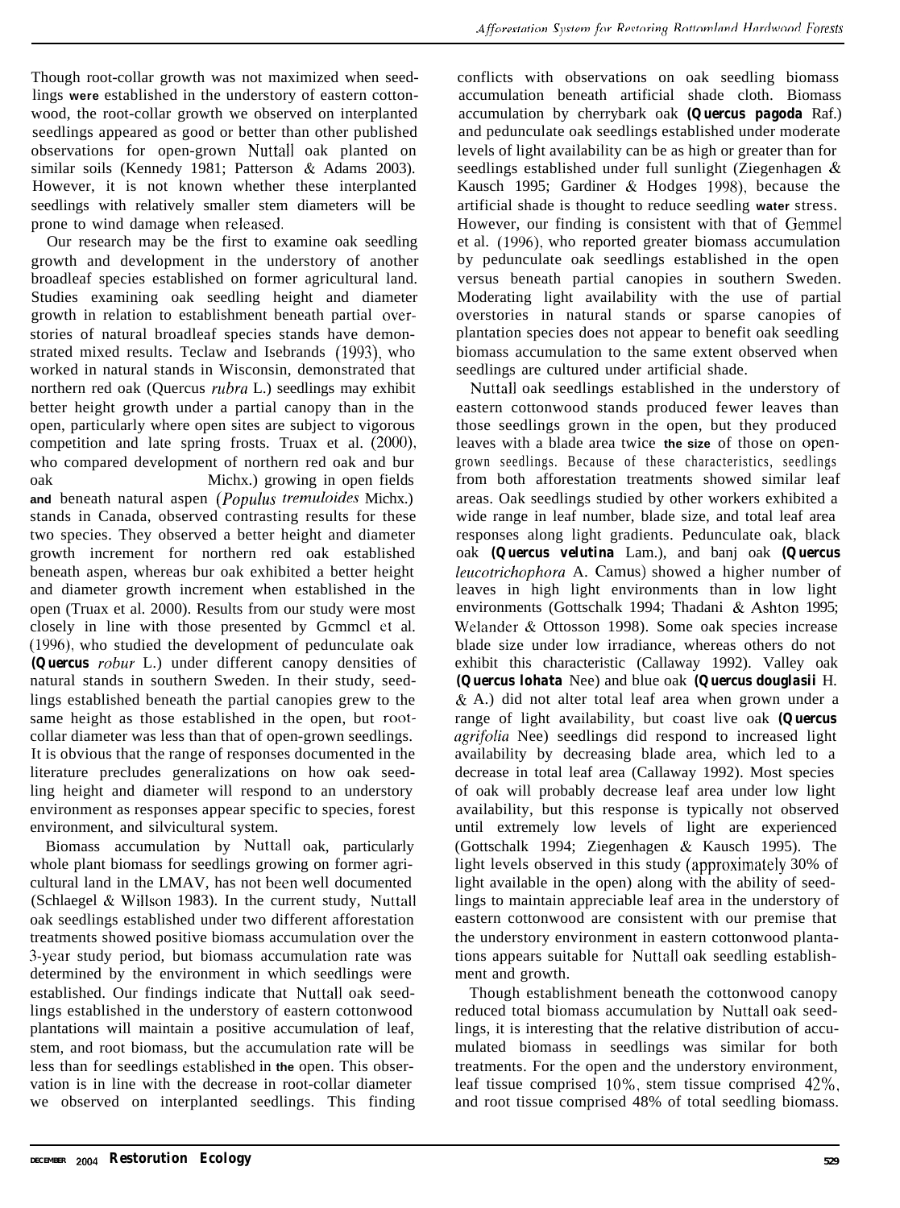Though root-collar growth was not maximized when seedlings were established in the understory of eastern cottonwood, the root-collar growth we observed on interplanted seedlings appeared as good or better than other published observations for open-grown Nuttall oak planted on similar soils (Kennedy 1981; Patterson & Adams 2003). However, it is not known whether these interplanted seedlings with relatively smaller stem diameters will be prone to wind damage when released.

Our research may be the first to examine oak seedling growth and development in the understory of another broadleaf species established on former agricultural land. Studies examining oak seedling height and diameter growth in relation to establishment beneath partial overstories of natural broadleaf species stands have demonstrated mixed results. Teclaw and Isebrands (1993), who worked in natural stands in Wisconsin, demonstrated that northern red oak (Quercus *rubra* L.) seedlings may exhibit better height growth under a partial canopy than in the open, particularly where open sites are subject to vigorous competition and late spring frosts. Truax et al. (2000), who compared development of northern red oak and bur oak Michx.) growing in open fields and beneath natural aspen (*Populus tremuloides* Michx.) stands in Canada, observed contrasting results for these two species. They observed a better height and diameter growth increment for northern red oak established beneath aspen, whereas bur oak exhibited a better height and diameter growth increment when established in the open (Truax et al. 2000). Results from our study were most closely in line with those presented by Gemmel et al. (1996), who studied the development of pedunculate oak (*Quercus robur* L.) under different canopy densities of natural stands in southern Sweden. In their study, seedlings established beneath the partial canopies grew to the same height as those established in the open, but root-collar diameter was less than that of open-grown seedlings. It is obvious that the range of responses documented in the literature precludes generalizations on how oak seedling height and diameter will respond to an understory environment as responses appear specific to species, forest environment, and silvicultural system.

Biomass accumulation by Nuttall oak, particularly whole plant biomass for seedlings growing on former agricultural land in the LMAV, has not been well documented (Schlaegel & Willson 1983). In the current study, Nuttall oak seedlings established under two different afforestation treatments showed positive biomass accumulation over the 3-year study period, but biomass accumulation rate was determined by the environment in which seedlings were established. Our findings indicate that Nuttall oak seedlings established in the understory of eastern cottonwood plantations will maintain a positive accumulation of leaf, stem, and root biomass, but the accumulation rate will be less than for seedlings established in the open. This observation is in line with the decrease in root-collar diameter we observed on interplanted seedlings. This finding conflicts with observations on oak seedling biomass accumulation beneath artificial shade cloth. Biomass accumulation by cherrybark oak (*Quercus pagoda* Raf.) and pedunculate oak seedlings established under moderate levels of light availability can be as high or greater than for seedlings established under full sunlight (Ziegenhagen & Kausch 1995; Gardiner & Hodges 1998), because the artificial shade is thought to reduce seedling water stress. However, our finding is consistent with that of Gemmel et al. (1996), who reported greater biomass accumulation by pedunculate oak seedlings established in the open versus beneath partial canopies in southern Sweden. Moderating light availability with the use of partial overstories in natural stands or sparse canopies of plantation species does not appear to benefit oak seedling biomass accumulation to the same extent observed when seedlings are cultured under artificial shade.

Nuttall oak seedlings established in the understory of eastern cottonwood stands produced fewer leaves than those seedlings grown in the open, but they produced leaves with a blade area twice the size of those on open-grown seedlings. Because of these characteristics, seedlings from both afforestation treatments showed similar leaf areas. Oak seedlings studied by other workers exhibited a wide range in leaf number, blade size, and total leaf area responses along light gradients. Pedunculate oak, black oak (*Quercus velutina* Lam.), and banj oak (*Quercus leucotrichophora* A. Camus) showed a higher number of leaves in high light environments than in low light environments (Gottschalk 1994; Thadani & Ashton 1995; Welander & Ottosson 1998). Some oak species increase blade size under low irradiance, whereas others do not exhibit this characteristic (Callaway 1992). Valley oak (*Quercus lobata* Nee) and blue oak (*Quercus douglasii* H. & A.) did not alter total leaf area when grown under a range of light availability, but coast live oak (*Quercus agrifolia* Nee) seedlings did respond to increased light availability by decreasing blade area, which led to a decrease in total leaf area (Callaway 1992). Most species of oak will probably decrease leaf area under low light availability, but this response is typically not observed until extremely low levels of light are experienced (Gottschalk 1994; Ziegenhagen & Kausch 1995). The light levels observed in this study (approximately 30% of light available in the open) along with the ability of seedlings to maintain appreciable leaf area in the understory of eastern cottonwood are consistent with our premise that the understory environment in eastern cottonwood plantations appears suitable for Nuttall oak seedling establishment and growth.

Though establishment beneath the cottonwood canopy reduced total biomass accumulation by Nuttall oak seedlings, it is interesting that the relative distribution of accumulated biomass in seedlings was similar for both treatments. For the open and the understory environment, leaf tissue comprised 10%, stem tissue comprised 42%, and root tissue comprised 48% of total seedling biomass.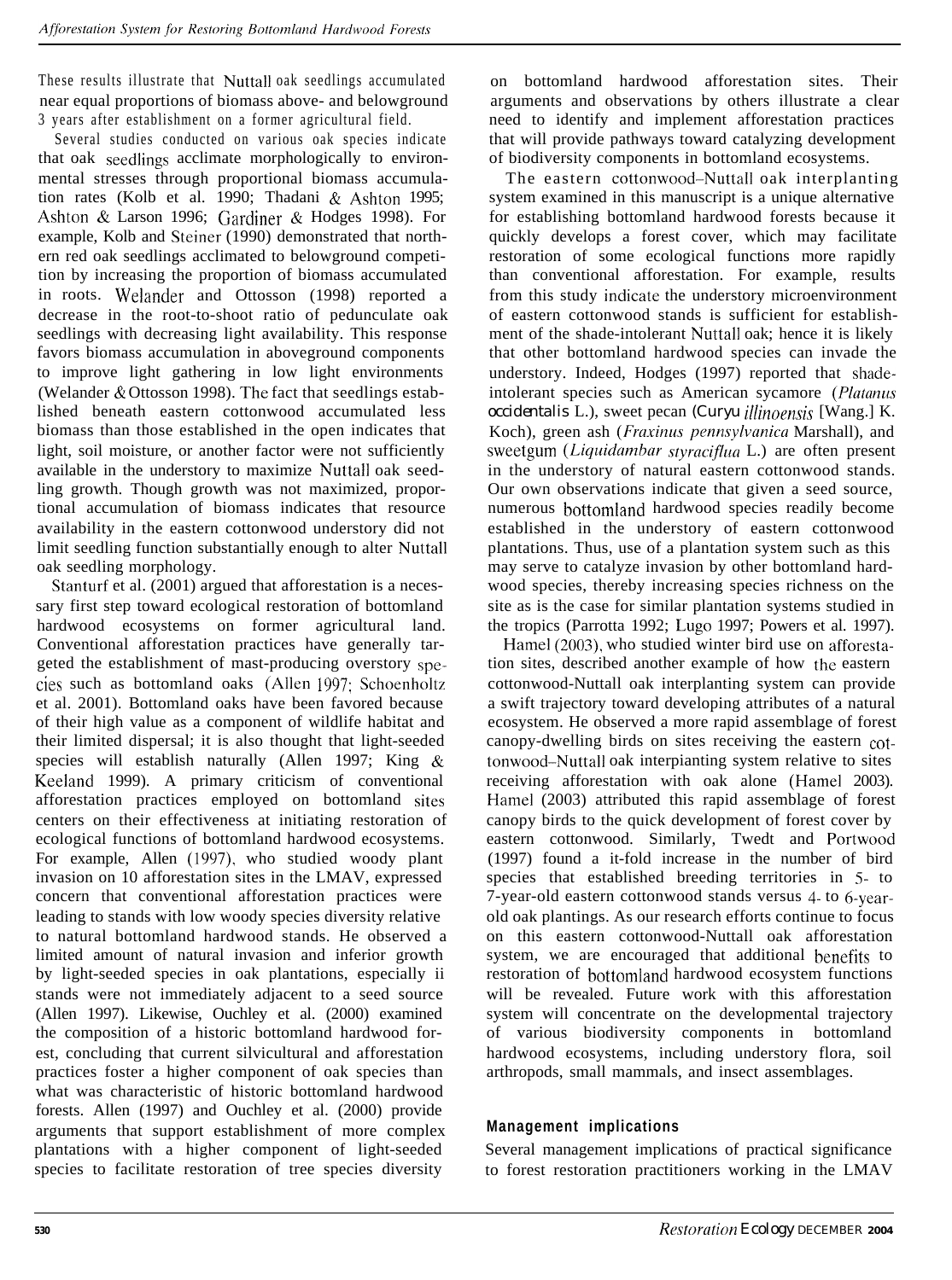These results illustrate that Nuttall oak seedlings accumulated near equal proportions of biomass above- and belowground 3 years after establishment on a former agricultural field.

Several studies conducted on various oak species indicate that oak seedlings acclimate morphologically to environmental stresses through proportional biomass accumulation rates (Kolb et al. 1990; Thadani & Ashton 1995; Ashton & Larson 1996; Gardiner & Hodges 1998). For example, Kolb and Steiner (1990) demonstrated that northern red oak seedlings acclimated to belowground competition by increasing the proportion of biomass accumulated in roots. Welander and Ottosson (1998) reported a decrease in the root-to-shoot ratio of pedunculate oak seedlings with decreasing light availability. This response favors biomass accumulation in aboveground components to improve light gathering in low light environments (Welander & Ottosson 1998). The fact that seedlings established beneath eastern cottonwood accumulated less biomass than those established in the open indicates that light, soil moisture, or another factor were not sufficiently available in the understory to maximize Nuttall oak seedling growth. Though growth was not maximized, proportional accumulation of biomass indicates that resource availability in the eastern cottonwood understory did not limit seedling function substantially enough to alter Nuttall oak seedling morphology.

Stanturf et al. (2001) argued that afforestation is a necessary first step toward ecological restoration of bottomland hardwood ecosystems on former agricultural land. Conventional afforestation practices have generally targeted the establishment of mast-producing overstory species such as bottomland oaks (Allen 1997; Schoenholtz et al. 2001). Bottomland oaks have been favored because of their high value as a component of wildlife habitat and their limited dispersal; it is also thought that light-seeded species will establish naturally (Allen 1997; King & Keeland 1999). A primary criticism of conventional afforestation practices employed on bottomland sites centers on their effectiveness at initiating restoration of ecological functions of bottomland hardwood ecosystems. For example, Allen (1997), who studied woody plant invasion on 10 afforestation sites in the LMAV, expressed concern that conventional afforestation practices were leading to stands with low woody species diversity relative to natural bottomland hardwood stands. He observed a limited amount of natural invasion and inferior growth by light-seeded species in oak plantations, especially ii stands were not immediately adjacent to a seed source (Allen 1997). Likewise, Ouchley et al. (2000) examined the composition of a historic bottomland hardwood forest, concluding that current silvicultural and afforestation practices foster a higher component of oak species than what was characteristic of historic bottomland hardwood forests. Allen (1997) and Ouchley et al. (2000) provide arguments that support establishment of more complex plantations with a higher component of light-seeded species to facilitate restoration of tree species diversity on bottomland hardwood afforestation sites. Their arguments and observations by others illustrate a clear need to identify and implement afforestation practices that will provide pathways toward catalyzing development of biodiversity components in bottomland ecosystems.

The eastern cottonwood–Nuttall oak interplanting system examined in this manuscript is a unique alternative for establishing bottomland hardwood forests because it quickly develops a forest cover, which may facilitate restoration of some ecological functions more rapidly than conventional afforestation. For example, results from this study indicate the understory microenvironment of eastern cottonwood stands is sufficient for establishment of the shade-intolerant Nuttall oak; hence it is likely that other bottomland hardwood species can invade the understory. Indeed, Hodges (1997) reported that shade-intolerant species such as American sycamore (*Platanus occidentalis* L.), sweet pecan (*Carya illinoensis* [Wang.] K. Koch), green ash (*Fraxinus pennsylvanica* Marshall), and sweetgum (*Liquidambar styraciflua* L.) are often present in the understory of natural eastern cottonwood stands. Our own observations indicate that given a seed source, numerous bottomland hardwood species readily become established in the understory of eastern cottonwood plantations. Thus, use of a plantation system such as this may serve to catalyze invasion by other bottomland hardwood species, thereby increasing species richness on the site as is the case for similar plantation systems studied in the tropics (Parrotta 1992; Lugo 1997; Powers et al. 1997).

Hamel (2003), who studied winter bird use on afforestation sites, described another example of how the eastern cottonwood-Nuttall oak interplanting system can provide a swift trajectory toward developing attributes of a natural ecosystem. He observed a more rapid assemblage of forest canopy-dwelling birds on sites receiving the eastern cottonwood–Nuttall oak interplanting system relative to sites receiving afforestation with oak alone (Hamel 2003). Hamel (2003) attributed this rapid assemblage of forest canopy birds to the quick development of forest cover by eastern cottonwood. Similarly, Twedt and Portwood (1997) found a it-fold increase in the number of bird species that established breeding territories in 5- to 7-year-old eastern cottonwood stands versus 4- to 6-year-old oak plantings. As our research efforts continue to focus on this eastern cottonwood-Nuttall oak afforestation system, we are encouraged that additional benefits to restoration of bottomland hardwood ecosystem functions will be revealed. Future work with this afforestation system will concentrate on the developmental trajectory of various biodiversity components in bottomland hardwood ecosystems, including understory flora, soil arthropods, small mammals, and insect assemblages.

## Management implications

Several management implications of practical significance to forest restoration practitioners working in the LMAV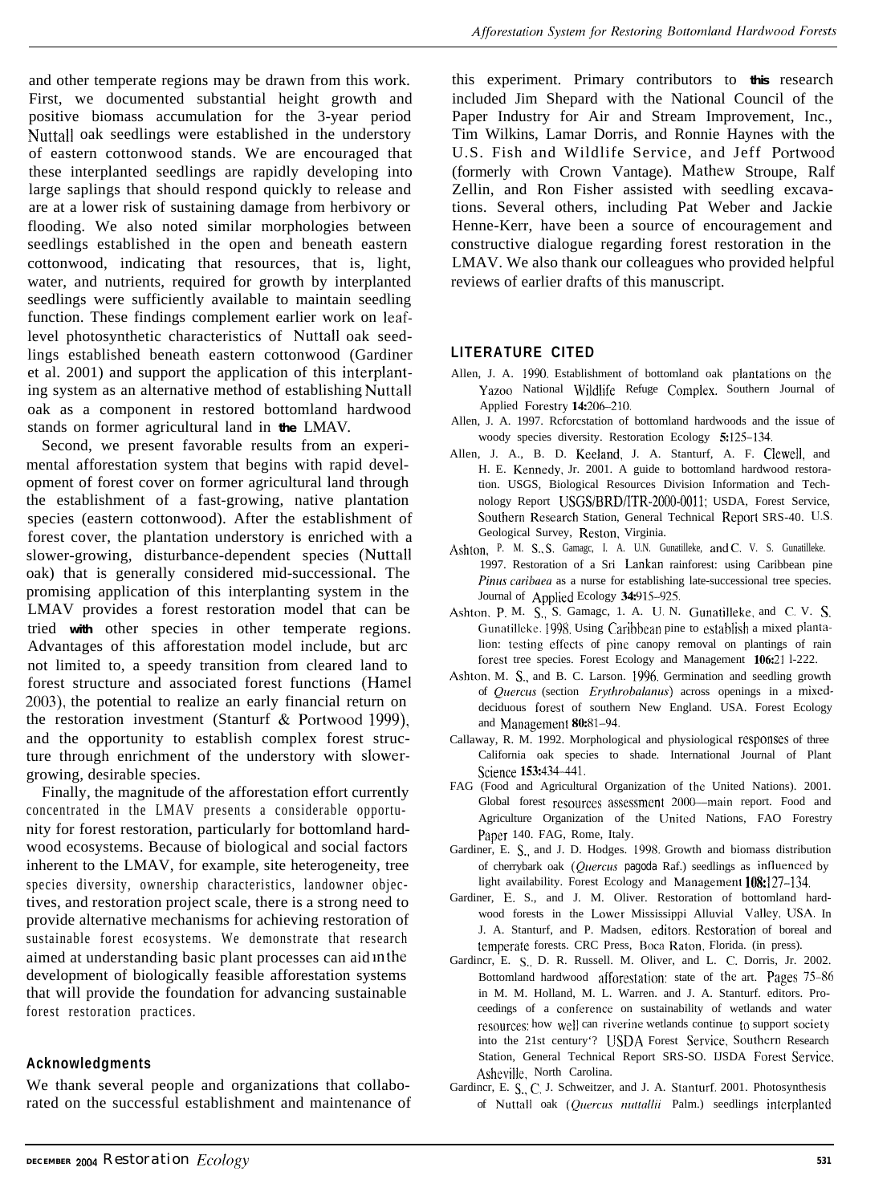and other temperate regions may be drawn from this work. First, we documented substantial height growth and positive biomass accumulation for the 3-year period Nuttall oak seedlings were established in the understory of eastern cottonwood stands. We are encouraged that these interplanted seedlings are rapidly developing into large saplings that should respond quickly to release and are at a lower risk of sustaining damage from herbivory or flooding. We also noted similar morphologies between seedlings established in the open and beneath eastern cottonwood, indicating that resources, that is, light, water, and nutrients, required for growth by interplanted seedlings were sufficiently available to maintain seedling function. These findings complement earlier work on leaf-level photosynthetic characteristics of Nuttall oak seedlings established beneath eastern cottonwood (Gardiner et al. 2001) and support the application of this interplanting system as an alternative method of establishing Nuttall oak as a component in restored bottomland hardwood stands on former agricultural land in the LMAV.

Second, we present favorable results from an experimental afforestation system that begins with rapid development of forest cover on former agricultural land through the establishment of a fast-growing, native plantation species (eastern cottonwood). After the establishment of forest cover, the plantation understory is enriched with a slower-growing, disturbance-dependent species (Nuttall oak) that is generally considered mid-successional. The promising application of this interplanting system in the LMAV provides a forest restoration model that can be tried with other species in other temperate regions. Advantages of this afforestation model include, but arc not limited to, a speedy transition from cleared land to forest structure and associated forest functions (Hamel 2003), the potential to realize an early financial return on the restoration investment (Stanturf & Portwood 1999), and the opportunity to establish complex forest structure through enrichment of the understory with slower-growing, desirable species.

Finally, the magnitude of the afforestation effort currently concentrated in the LMAV presents a considerable opportunity for forest restoration, particularly for bottomland hardwood ecosystems. Because of biological and social factors inherent to the LMAV, for example, site heterogeneity, tree species diversity, ownership characteristics, landowner objectives, and restoration project scale, there is a strong need to provide alternative mechanisms for achieving restoration of sustainable forest ecosystems. We demonstrate that research aimed at understanding basic plant processes can aid in the development of biologically feasible afforestation systems that will provide the foundation for advancing sustainable forest restoration practices.

## Acknowledgments

We thank several people and organizations that collaborated on the successful establishment and maintenance of this experiment. Primary contributors to this research included Jim Shepard with the National Council of the Paper Industry for Air and Stream Improvement, Inc., Tim Wilkins, Lamar Dorris, and Ronnie Haynes with the U.S. Fish and Wildlife Service, and Jeff Portwood (formerly with Crown Vantage). Mathew Stroupe, Ralf Zellin, and Ron Fisher assisted with seedling excavations. Several others, including Pat Weber and Jackie Henne-Kerr, have been a source of encouragement and constructive dialogue regarding forest restoration in the LMAV. We also thank our colleagues who provided helpful reviews of earlier drafts of this manuscript.

## LITERATURE CITED

Allen, J. A. 1990. Establishment of bottomland oak plantations on the Yazoo National Wildlife Refuge Complex. Southern Journal of Applied Forestry **14:**206–210.

Allen, J. A. 1997. Rcforcstation of bottomland hardwoods and the issue of woody species diversity. Restoration Ecology **5:**125–134.

Allen, J. A., B. D. Keeland, J. A. Stanturf, A. F. Clewell, and H. E. Kennedy, Jr. 2001. A guide to bottomland hardwood restoration. USGS, Biological Resources Division Information and Technology Report USGS/BRD/ITR-2000-0011; USDA, Forest Service, Southern Research Station, General Technical Report SRS-40. U.S. Geological Survey, Reston, Virginia.

Ashton, P. M. S., S. Gamagc, I. A. U.N. Gunatilleke, and C. V. S. Gunatilleke. 1997. Restoration of a Sri Lankan rainforest: using Caribbean pine *Pinus caribaea* as a nurse for establishing late-successional tree species. Journal of Applied Ecology **34:**915–925.

Ashton, P. M. S., S. Gamagc, 1. A. U. N. Gunatilleke, and C. V. S. Gunatilleke. 1998. Using Caribbean pine to establish a mixed plantation: testing effects of pine canopy removal on plantings of rain forest tree species. Forest Ecology and Management **106:**211-222.

Ashton, M. S., and B. C. Larson. 1996. Germination and seedling growth of *Quercus* (section *Erythrobalanus*) across openings in a mixed-deciduous forest of southern New England. USA. Forest Ecology and Management **80:**81–94.

Callaway, R. M. 1992. Morphological and physiological responses of three California oak species to shade. International Journal of Plant Science **153:**434–441.

FAG (Food and Agricultural Organization of the United Nations). 2001. Global forest resources assessment 2000—main report. Food and Agriculture Organization of the United Nations, FAO Forestry Paper 140. FAG, Rome, Italy.

Gardiner, E. S., and J. D. Hodges. 1998. Growth and biomass distribution of cherrybark oak (*Quercus pagoda* Raf.) seedlings as influenced by light availability. Forest Ecology and Management **108:**127–134.

Gardiner, E. S., and J. M. Oliver. Restoration of bottomland hardwood forests in the Lower Mississippi Alluvial Valley, USA. In J. A. Stanturf, and P. Madsen, editors. Restoration of boreal and temperate forests. CRC Press, Boca Raton, Florida. (in press).

Gardincr, E. S., D. R. Russell. M. Oliver, and L. C. Dorris, Jr. 2002. Bottomland hardwood afforestation: state of the art. Pages 75–86 in M. M. Holland, M. L. Warren. and J. A. Stanturf. editors. Proceedings of a conference on sustainability of wetlands and water resources: how well can riverine wetlands continue to support society into the 21st century'? USDA Forest Service, Southern Research Station, General Technical Report SRS-SO. IJSDA Forest Service. Asheville, North Carolina.

Gardincr, E. S., C. J. Schweitzer, and J. A. Stanturf. 2001. Photosynthesis of Nuttall oak (*Quercus nuttallii* Palm.) seedlings interplanted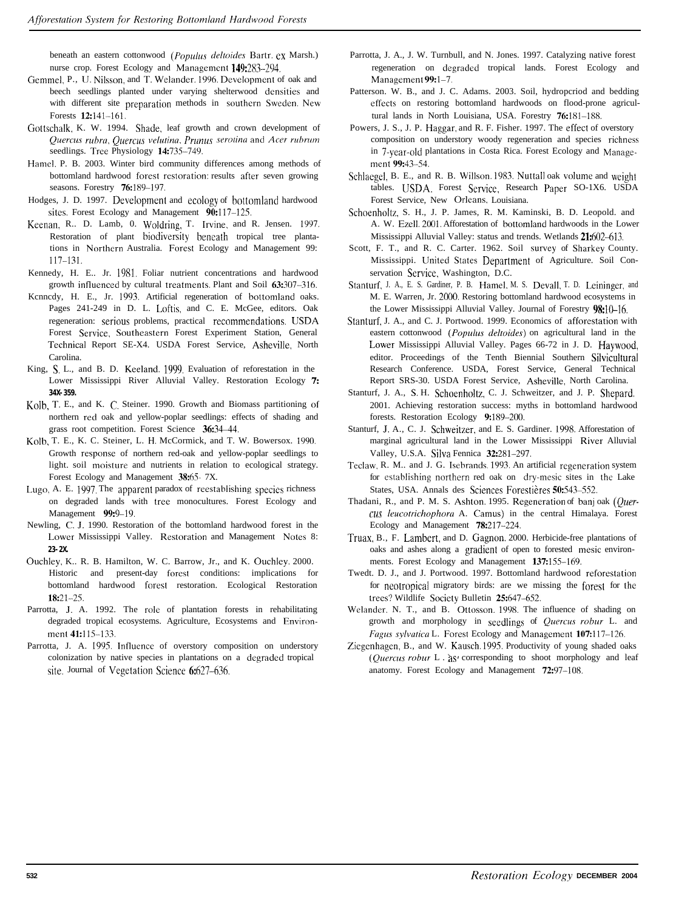beneath an eastern cottonwood (*Populus deltoides* Bartr. ex Marsh.) nurse crop. Forest Ecology and Management **149:**283–294.

Gemmel, P., U. Nilsson, and T. Welander. 1996. Development of oak and beech seedlings planted under varying shelterwood densities and with different site preparation methods in southern Sweden. New Forests **12:**141–161.

Gottschalk, K. W. 1994. Shade, leaf growth and crown development of *Quercus rubra*, *Quercus velutina*, *Prunus serotina* and *Acer rubrum* seedlings. Tree Physiology **14:**735–749.

Hamel, P. B. 2003. Winter bird community differences among methods of bottomland hardwood forest restoration: results after seven growing seasons. Forestry **76:**189–197.

Hodges, J. D. 1997. Development and ecology of bottomland hardwood sites. Forest Ecology and Management **90:**117–125.

Keenan, R., D. Lamb, 0. Woldring, T. Irvine, and R. Jensen. 1997. Restoration of plant biodiversity beneath tropical tree plantations in Northern Australia. Forest Ecology and Management 99: 117–131.

Kennedy, H. E., Jr. 1981. Foliar nutrient concentrations and hardwood growth influenced by cultural treatments. Plant and Soil **63:**307–316.

Kennedy, H. E., Jr. 1993. Artificial regeneration of bottomland oaks. Pages 241-249 in D. L. Loftis, and C. E. McGee, editors. Oak regeneration: serious problems, practical recommendations. USDA Forest Service, Southeastern Forest Experiment Station, General Technical Report SE-X4. USDA Forest Service, Asheville, North Carolina.

King, S. L., and B. D. Keeland. 1999. Evaluation of reforestation in the Lower Mississippi River Alluvial Valley. Restoration Ecology **7: 34X-359.**

Kolb, T. E., and K. C. Steiner. 1990. Growth and Biomass partitioning of northern red oak and yellow-poplar seedlings: effects of shading and grass root competition. Forest Science **36:**34–44.

Kolb, T. E., K. C. Steiner, L. H. McCormick, and T. W. Bowersox. 1990. Growth response of northern red-oak and yellow-poplar seedlings to light. soil moisture and nutrients in relation to ecological strategy. Forest Ecology and Management **38:**65- 7X.

Lugo, A. E. 1997. The apparent paradox of reestablishing species richness on degraded lands with tree monocultures. Forest Ecology and Management **99:**9–19.

Newling, C. J. 1990. Restoration of the bottomland hardwood forest in the Lower Mississippi Valley. Restoration and Management Notes 8: **23-2X.**

Ouchley, K., R. B. Hamilton, W. C. Barrow, Jr., and K. Ouchley. 2000. Historic and present-day forest conditions: implications for bottomland hardwood forest restoration. Ecological Restoration **18:**21–25.

Parrotta, J. A. 1992. The role of plantation forests in rehabilitating degraded tropical ecosystems. Agriculture, Ecosystems and Environment **41:**115–133.

Parrotta, J. A. 1995. Influence of overstory composition on understory colonization by native species in plantations on a degraded tropical site. Journal of Vegetation Science **6:**627–636.

Parrotta, J. A., J. W. Turnbull, and N. Jones. 1997. Catalyzing native forest regeneration on degraded tropical lands. Forest Ecology and Management **99:**1–7.

Patterson. W. B., and J. C. Adams. 2003. Soil, hydropcriod and bedding effects on restoring bottomland hardwoods on flood-prone agricultural lands in North Louisiana, USA. Forestry **76:**181–188.

Powers, J. S., J. P. Haggar, and R. F. Fisher. 1997. The effect of overstory composition on understory woody regeneration and species richness in 7-year-old plantations in Costa Rica. Forest Ecology and Management **99:**43–54.

Schlaegel, B. E., and R. B. Willson. 1983. Nuttall oak volume and weight tables. USDA. Forest Service, Research Paper SO-1X6. USDA Forest Service, New Orleans, Louisiana.

Schoenholtz, S. H., J. P. James, R. M. Kaminski, B. D. Leopold. and A. W. Ezell. 2001. Afforestation of bottomland hardwoods in the Lower Mississippi Alluvial Valley: status and trends. Wetlands **21:**602–613.

Scott, F. T., and R. C. Carter. 1962. Soil survey of Sharkey County. Mississippi. United States Department of Agriculture. Soil Conservation Service, Washington, D.C.

Stanturf, J. A., E. S. Gardiner, P. B. Hamel, M. S. Devall, T. D. Leininger, and M. E. Warren, Jr. 2000. Restoring bottomland hardwood ecosystems in the Lower Mississippi Alluvial Valley. Journal of Forestry **98:**10–16.

Stanturf, J. A., and C. J. Portwood. 1999. Economics of afforestation with eastern cottonwood (*Populus deltoides*) on agricultural land in the Lower Mississippi Alluvial Valley. Pages 66-72 in J. D. Haywood, editor. Proceedings of the Tenth Biennial Southern Silvicultural Research Conference. USDA, Forest Service, General Technical Report SRS-30. USDA Forest Service, Asheville, North Carolina.

Stanturf, J. A., S. H. Schoenholtz, C. J. Schweitzer, and J. P. Shepard. 2001. Achieving restoration success: myths in bottomland hardwood forests. Restoration Ecology **9:**189–200.

Stanturf, J. A., C. J. Schweitzer, and E. S. Gardiner. 1998. Afforestation of marginal agricultural land in the Lower Mississippi River Alluvial Valley, U.S.A. Silva Fennica **32:**281–297.

Teclaw, R. M., and J. G. Isebrands. 1993. An artificial regeneration system for establishing northern red oak on dry-mesic sites in the Lake States, USA. Annals des Sciences Forestières **50:**543–552.

Thadani, R., and P. M. S. Ashton. 1995. Regeneration of banj oak (*Quercus leucotrichophora* A. Camus) in the central Himalaya. Forest Ecology and Management **78:**217–224.

Truax, B., F. Lambert, and D. Gagnon. 2000. Herbicide-free plantations of oaks and ashes along a gradient of open to forested mesic environments. Forest Ecology and Management **137:**155–169.

Twedt. D. J., and J. Portwood. 1997. Bottomland hardwood reforestation for neotropical migratory birds: are we missing the forest for the trees? Wildlife Society Bulletin **25:**647–652.

Welander. N. T., and B. Ottosson. 1998. The influence of shading on growth and morphology in seedlings of *Quercus robur* L. and *Fagus sylvatica* L. Forest Ecology and Management **107:**117–126.

Ziegenhagen, B., and W. Kausch. 1995. Productivity of young shaded oaks (*Quercus robur* L. as corresponding to shoot morphology and leaf anatomy. Forest Ecology and Management **72:**97–108.